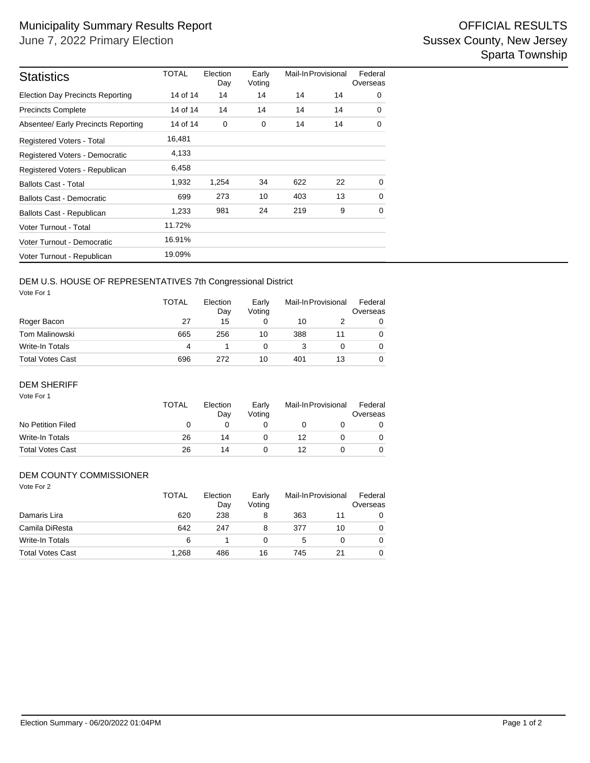# Municipality Summary Results Report

June 7, 2022 Primary Election

OFFICIAL RESULTS
Sussex County, New Jersey
Sparta Township

| Statistics | TOTAL | Election Day | Early Voting | Mail-In | Provisional | Federal Overseas |
|---|---|---|---|---|---|---|
| Election Day Precincts Reporting | 14 of 14 | 14 | 14 | 14 | 14 | 0 |
| Precincts Complete | 14 of 14 | 14 | 14 | 14 | 14 | 0 |
| Absentee/ Early Precincts Reporting | 14 of 14 | 0 | 0 | 14 | 14 | 0 |
| Registered Voters - Total | 16,481 | | | | | |
| Registered Voters - Democratic | 4,133 | | | | | |
| Registered Voters - Republican | 6,458 | | | | | |
| Ballots Cast - Total | 1,932 | 1,254 | 34 | 622 | 22 | 0 |
| Ballots Cast - Democratic | 699 | 273 | 10 | 403 | 13 | 0 |
| Ballots Cast - Republican | 1,233 | 981 | 24 | 219 | 9 | 0 |
| Voter Turnout - Total | 11.72% | | | | | |
| Voter Turnout - Democratic | 16.91% | | | | | |
| Voter Turnout - Republican | 19.09% | | | | | |

## DEM U.S. HOUSE OF REPRESENTATIVES 7th Congressional District

Vote For 1

| | TOTAL | Election Day | Early Voting | Mail-In | Provisional | Federal Overseas |
|---|---|---|---|---|---|---|
| Roger Bacon | 27 | 15 | 0 | 10 | 2 | 0 |
| Tom Malinowski | 665 | 256 | 10 | 388 | 11 | 0 |
| Write-In Totals | 4 | 1 | 0 | 3 | 0 | 0 |
| Total Votes Cast | 696 | 272 | 10 | 401 | 13 | 0 |

## DEM SHERIFF

Vote For 1

| | TOTAL | Election Day | Early Voting | Mail-In | Provisional | Federal Overseas |
|---|---|---|---|---|---|---|
| No Petition Filed | 0 | 0 | 0 | 0 | 0 | 0 |
| Write-In Totals | 26 | 14 | 0 | 12 | 0 | 0 |
| Total Votes Cast | 26 | 14 | 0 | 12 | 0 | 0 |

## DEM COUNTY COMMISSIONER

Vote For 2

| | TOTAL | Election Day | Early Voting | Mail-In | Provisional | Federal Overseas |
|---|---|---|---|---|---|---|
| Damaris Lira | 620 | 238 | 8 | 363 | 11 | 0 |
| Camila DiResta | 642 | 247 | 8 | 377 | 10 | 0 |
| Write-In Totals | 6 | 1 | 0 | 5 | 0 | 0 |
| Total Votes Cast | 1,268 | 486 | 16 | 745 | 21 | 0 |

Election Summary - 06/20/2022 01:04PM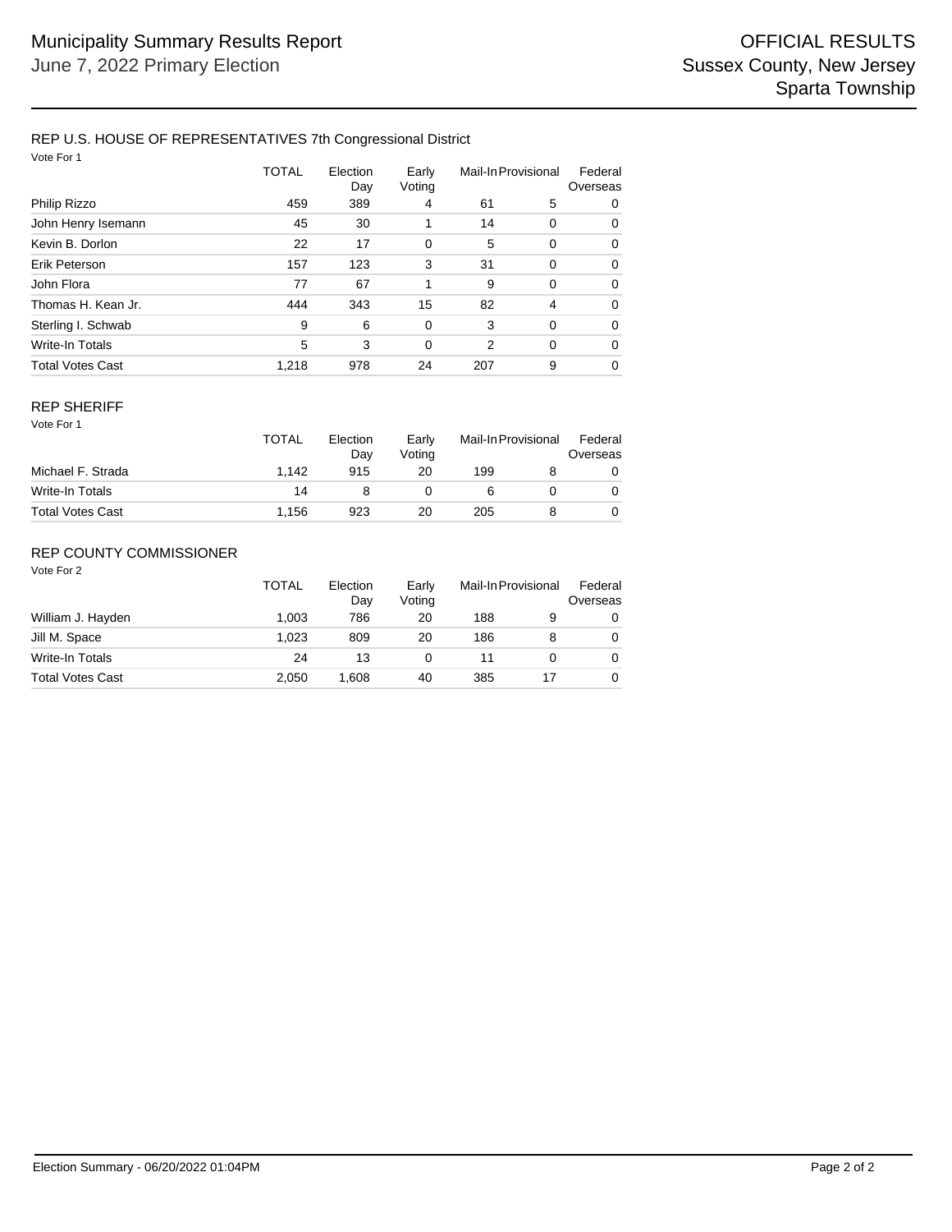# Municipality Summary Results Report

June 7, 2022 Primary Election

OFFICIAL RESULTS
Sussex County, New Jersey
Sparta Township

## REP U.S. HOUSE OF REPRESENTATIVES 7th Congressional District

Vote For 1

| | TOTAL | Election Day | Early Voting | Mail-In | Provisional | Federal Overseas |
|---|---|---|---|---|---|---|
| Philip Rizzo | 459 | 389 | 4 | 61 | 5 | 0 |
| John Henry Isemann | 45 | 30 | 1 | 14 | 0 | 0 |
| Kevin B. Dorlon | 22 | 17 | 0 | 5 | 0 | 0 |
| Erik Peterson | 157 | 123 | 3 | 31 | 0 | 0 |
| John Flora | 77 | 67 | 1 | 9 | 0 | 0 |
| Thomas H. Kean Jr. | 444 | 343 | 15 | 82 | 4 | 0 |
| Sterling I. Schwab | 9 | 6 | 0 | 3 | 0 | 0 |
| Write-In Totals | 5 | 3 | 0 | 2 | 0 | 0 |
| Total Votes Cast | 1,218 | 978 | 24 | 207 | 9 | 0 |

## REP SHERIFF

Vote For 1

| | TOTAL | Election Day | Early Voting | Mail-In | Provisional | Federal Overseas |
|---|---|---|---|---|---|---|
| Michael F. Strada | 1,142 | 915 | 20 | 199 | 8 | 0 |
| Write-In Totals | 14 | 8 | 0 | 6 | 0 | 0 |
| Total Votes Cast | 1,156 | 923 | 20 | 205 | 8 | 0 |

## REP COUNTY COMMISSIONER

Vote For 2

| | TOTAL | Election Day | Early Voting | Mail-In | Provisional | Federal Overseas |
|---|---|---|---|---|---|---|
| William J. Hayden | 1,003 | 786 | 20 | 188 | 9 | 0 |
| Jill M. Space | 1,023 | 809 | 20 | 186 | 8 | 0 |
| Write-In Totals | 24 | 13 | 0 | 11 | 0 | 0 |
| Total Votes Cast | 2,050 | 1,608 | 40 | 385 | 17 | 0 |

Election Summary - 06/20/2022 01:04PM